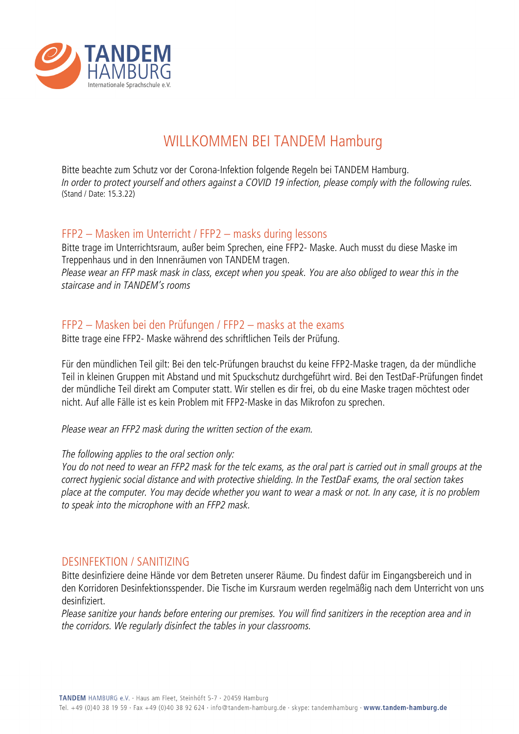# WILLKOMMEN BEI TANDEM Hamburg

Bitte beachte zum Schutz vor der Corona-Infektion folgende Regeln bei TANDEM Hamburg.
*In order to protect yourself and others against a COVID 19 infection, please comply with the following rules.*
(Stand / Date: 15.3.22)

## FFP2 – Masken im Unterricht / FFP2 – masks during lessons

Bitte trage im Unterrichtsraum, außer beim Sprechen, eine FFP2- Maske. Auch musst du diese Maske im Treppenhaus und in den Innenräumen von TANDEM tragen.
*Please wear an FFP mask mask in class, except when you speak. You are also obliged to wear this in the staircase and in TANDEM's rooms*

## FFP2 – Masken bei den Prüfungen / FFP2 – masks at the exams

Bitte trage eine FFP2- Maske während des schriftlichen Teils der Prüfung.

Für den mündlichen Teil gilt: Bei den telc-Prüfungen brauchst du keine FFP2-Maske tragen, da der mündliche Teil in kleinen Gruppen mit Abstand und mit Spuckschutz durchgeführt wird. Bei den TestDaF-Prüfungen findet der mündliche Teil direkt am Computer statt. Wir stellen es dir frei, ob du eine Maske tragen möchtest oder nicht. Auf alle Fälle ist es kein Problem mit FFP2-Maske in das Mikrofon zu sprechen.

*Please wear an FFP2 mask during the written section of the exam.*

*The following applies to the oral section only:*
*You do not need to wear an FFP2 mask for the telc exams, as the oral part is carried out in small groups at the correct hygienic social distance and with protective shielding. In the TestDaF exams, the oral section takes place at the computer. You may decide whether you want to wear a mask or not. In any case, it is no problem to speak into the microphone with an FFP2 mask.*

## DESINFEKTION / SANITIZING

Bitte desinfiziere deine Hände vor dem Betreten unserer Räume. Du findest dafür im Eingangsbereich und in den Korridoren Desinfektionsspender. Die Tische im Kursraum werden regelmäßig nach dem Unterricht von uns desinfiziert.
*Please sanitize your hands before entering our premises. You will find sanitizers in the reception area and in the corridors. We regularly disinfect the tables in your classrooms.*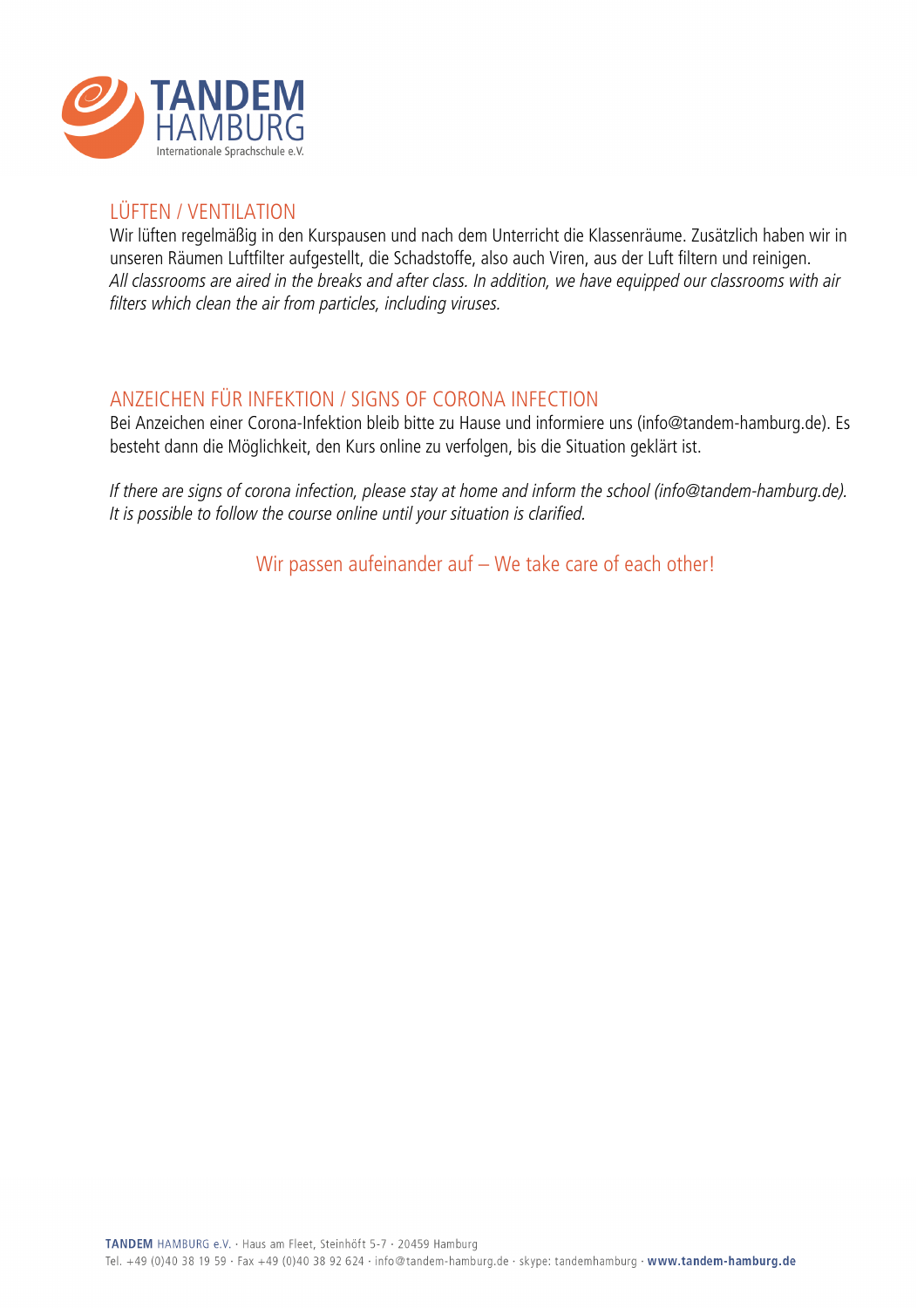## LÜFTEN / VENTILATION

Wir lüften regelmäßig in den Kurspausen und nach dem Unterricht die Klassenräume. Zusätzlich haben wir in unseren Räumen Luftfilter aufgestellt, die Schadstoffe, also auch Viren, aus der Luft filtern und reinigen.
*All classrooms are aired in the breaks and after class. In addition, we have equipped our classrooms with air filters which clean the air from particles, including viruses.*

## ANZEICHEN FÜR INFEKTION / SIGNS OF CORONA INFECTION

Bei Anzeichen einer Corona-Infektion bleib bitte zu Hause und informiere uns (info@tandem-hamburg.de). Es besteht dann die Möglichkeit, den Kurs online zu verfolgen, bis die Situation geklärt ist.

*If there are signs of corona infection, please stay at home and inform the school (info@tandem-hamburg.de). It is possible to follow the course online until your situation is clarified.*

Wir passen aufeinander auf – We take care of each other!

**TANDEM** HAMBURG e.V. · Haus am Fleet, Steinhöft 5-7 · 20459 Hamburg
Tel. +49 (0)40 38 19 59 · Fax +49 (0)40 38 92 624 · info@tandem-hamburg.de · skype: tandemhamburg · **www.tandem-hamburg.de**